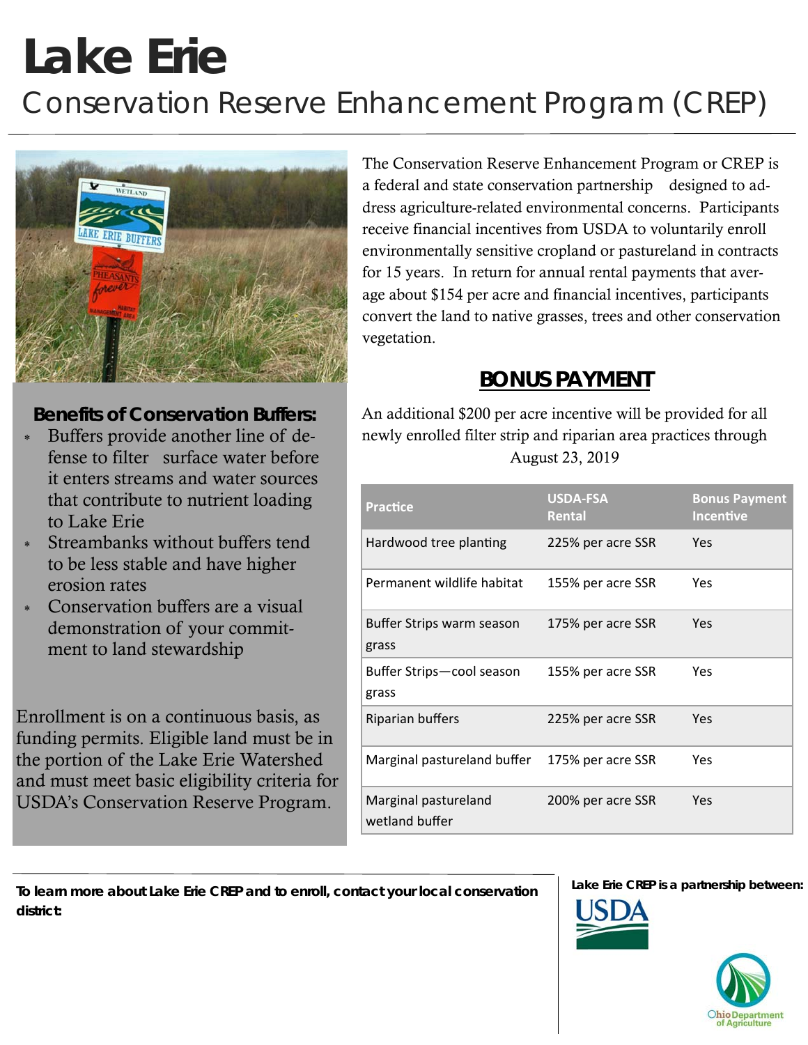# Lake Erie

## Conservation Reserve Enhancement Program (CREP)

The Conservation Reserve Enhancement Program or CREP is a federal and state conservation partnership designed to address agriculture-related environmental concerns. Participants receive financial incentives from USDA to voluntarily enroll environmentally sensitive cropland or pastureland in contracts for 15 years. In return for annual rental payments that average about $154 per acre and financial incentives, participants convert the land to native grasses, trees and other conservation vegetation.

### Benefits of Conservation Buffers:

* Buffers provide another line of defense to filter surface water before it enters streams and water sources that contribute to nutrient loading to Lake Erie
* Streambanks without buffers tend to be less stable and have higher erosion rates
* Conservation buffers are a visual demonstration of your commitment to land stewardship

Enrollment is on a continuous basis, as funding permits. Eligible land must be in the portion of the Lake Erie Watershed and must meet basic eligibility criteria for USDA's Conservation Reserve Program.

### BONUS PAYMENT

An additional $200 per acre incentive will be provided for all newly enrolled filter strip and riparian area practices through August 23, 2019

| Practice | USDA-FSA Rental | Bonus Payment Incentive |
|---|---|---|
| Hardwood tree planting | 225% per acre SSR | Yes |
| Permanent wildlife habitat | 155% per acre SSR | Yes |
| Buffer Strips warm season grass | 175% per acre SSR | Yes |
| Buffer Strips—cool season grass | 155% per acre SSR | Yes |
| Riparian buffers | 225% per acre SSR | Yes |
| Marginal pastureland buffer | 175% per acre SSR | Yes |
| Marginal pastureland wetland buffer | 200% per acre SSR | Yes |

**To learn more about Lake Erie CREP and to enroll, contact your local conservation district:**

**Lake Erie CREP is a partnership between:**

USDA

Ohio Department of Agriculture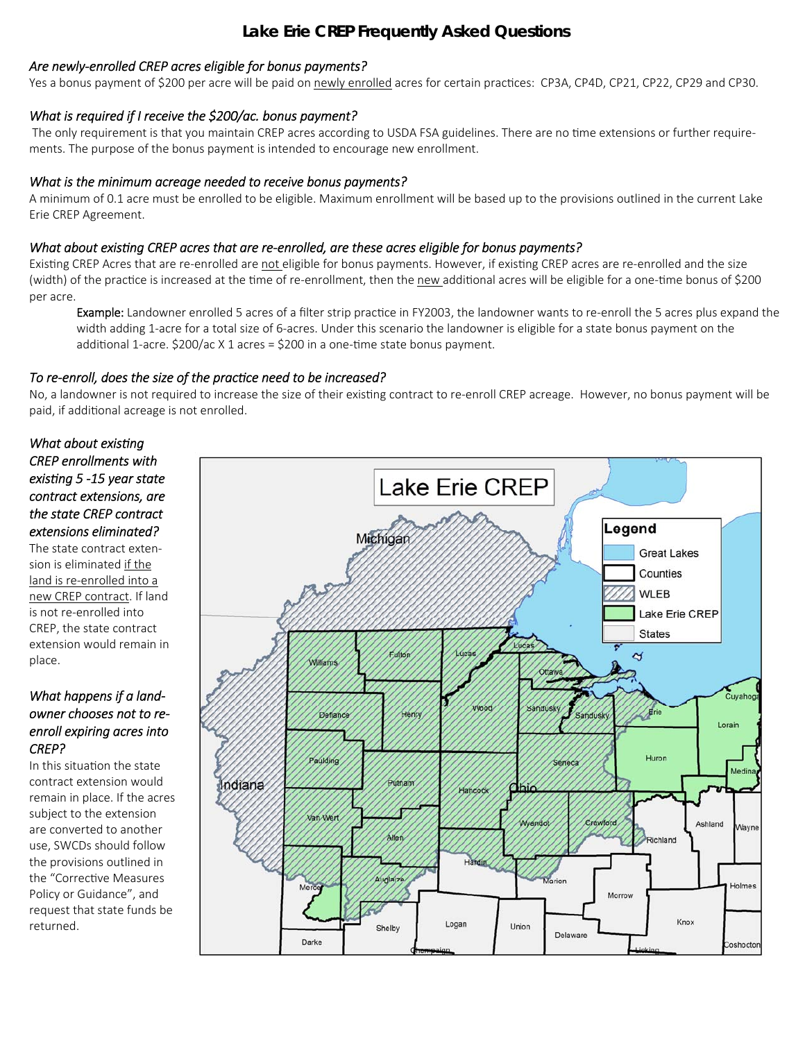# Lake Erie CREP Frequently Asked Questions

*Are newly-enrolled CREP acres eligible for bonus payments?*

Yes a bonus payment of $200 per acre will be paid on newly enrolled acres for certain practices: CP3A, CP4D, CP21, CP22, CP29 and CP30.

*What is required if I receive the $200/ac. bonus payment?*

The only requirement is that you maintain CREP acres according to USDA FSA guidelines. There are no time extensions or further requirements. The purpose of the bonus payment is intended to encourage new enrollment.

*What is the minimum acreage needed to receive bonus payments?*

A minimum of 0.1 acre must be enrolled to be eligible. Maximum enrollment will be based up to the provisions outlined in the current Lake Erie CREP Agreement.

*What about existing CREP acres that are re-enrolled, are these acres eligible for bonus payments?*

Existing CREP Acres that are re-enrolled are not eligible for bonus payments. However, if existing CREP acres are re-enrolled and the size (width) of the practice is increased at the time of re-enrollment, then the new additional acres will be eligible for a one-time bonus of $200 per acre.

> **Example:** Landowner enrolled 5 acres of a filter strip practice in FY2003, the landowner wants to re-enroll the 5 acres plus expand the width adding 1-acre for a total size of 6-acres. Under this scenario the landowner is eligible for a state bonus payment on the additional 1-acre. $200/ac X 1 acres = $200 in a one-time state bonus payment.

*To re-enroll, does the size of the practice need to be increased?*

No, a landowner is not required to increase the size of their existing contract to re-enroll CREP acreage. However, no bonus payment will be paid, if additional acreage is not enrolled.

*What about existing CREP enrollments with existing 5 -15 year state contract extensions, are the state CREP contract extensions eliminated?*

The state contract extension is eliminated if the land is re-enrolled into a new CREP contract. If land is not re-enrolled into CREP, the state contract extension would remain in place.

*What happens if a landowner chooses not to re-enroll expiring acres into CREP?*

In this situation the state contract extension would remain in place. If the acres subject to the extension are converted to another use, SWCDs should follow the provisions outlined in the "Corrective Measures Policy or Guidance", and request that state funds be returned.

Lake Erie CREP

Legend
Great Lakes
Counties
WLEB
Lake Erie CREP
States

Michigan
Indiana
Ohio

Williams, Fulton, Lucas, Defiance, Henry, Wood, Ottawa, Sandusky, Erie, Cuyahoga, Lorain, Medina, Paulding, Putnam, Hancock, Seneca, Huron, Van Wert, Allen, Hardin, Wyandot, Crawford, Richland, Ashland, Wayne, Mercer, Auglaize, Marion, Morrow, Holmes, Knox, Shelby, Logan, Union, Delaware, Darke, Champaign, Licking, Coshocton